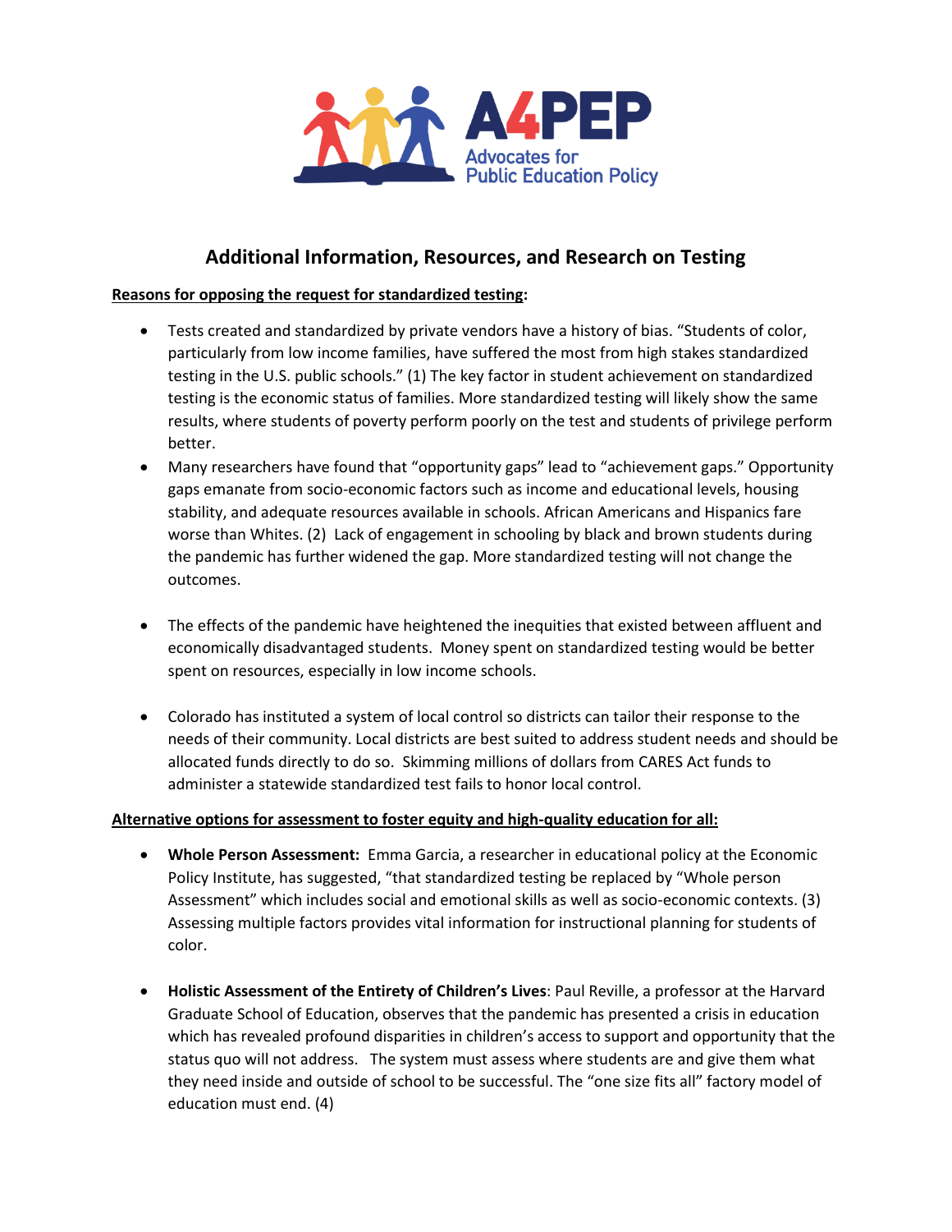A4PEP
Advocates for Public Education Policy

# Additional Information, Resources, and Research on Testing

**Reasons for opposing the request for standardized testing:**

- Tests created and standardized by private vendors have a history of bias. "Students of color, particularly from low income families, have suffered the most from high stakes standardized testing in the U.S. public schools." (1) The key factor in student achievement on standardized testing is the economic status of families. More standardized testing will likely show the same results, where students of poverty perform poorly on the test and students of privilege perform better.
- Many researchers have found that "opportunity gaps" lead to "achievement gaps." Opportunity gaps emanate from socio-economic factors such as income and educational levels, housing stability, and adequate resources available in schools. African Americans and Hispanics fare worse than Whites. (2) Lack of engagement in schooling by black and brown students during the pandemic has further widened the gap. More standardized testing will not change the outcomes.
- The effects of the pandemic have heightened the inequities that existed between affluent and economically disadvantaged students. Money spent on standardized testing would be better spent on resources, especially in low income schools.
- Colorado has instituted a system of local control so districts can tailor their response to the needs of their community. Local districts are best suited to address student needs and should be allocated funds directly to do so. Skimming millions of dollars from CARES Act funds to administer a statewide standardized test fails to honor local control.

**Alternative options for assessment to foster equity and high-quality education for all:**

- **Whole Person Assessment:** Emma Garcia, a researcher in educational policy at the Economic Policy Institute, has suggested, "that standardized testing be replaced by "Whole person Assessment" which includes social and emotional skills as well as socio-economic contexts. (3) Assessing multiple factors provides vital information for instructional planning for students of color.
- **Holistic Assessment of the Entirety of Children's Lives**: Paul Reville, a professor at the Harvard Graduate School of Education, observes that the pandemic has presented a crisis in education which has revealed profound disparities in children's access to support and opportunity that the status quo will not address. The system must assess where students are and give them what they need inside and outside of school to be successful. The "one size fits all" factory model of education must end. (4)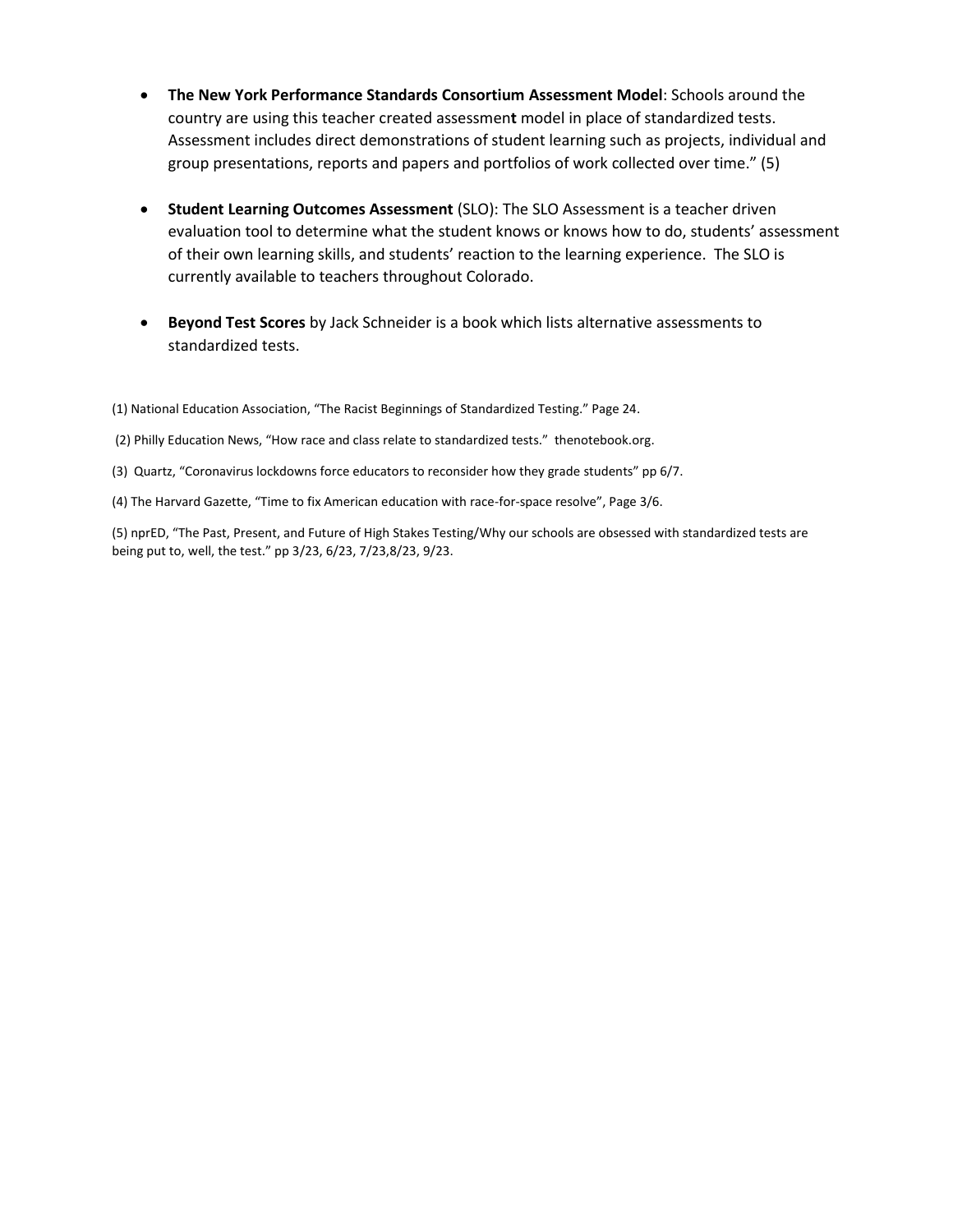- **The New York Performance Standards Consortium Assessment Model**: Schools around the country are using this teacher created assessment model in place of standardized tests. Assessment includes direct demonstrations of student learning such as projects, individual and group presentations, reports and papers and portfolios of work collected over time." (5)

- **Student Learning Outcomes Assessment** (SLO): The SLO Assessment is a teacher driven evaluation tool to determine what the student knows or knows how to do, students' assessment of their own learning skills, and students' reaction to the learning experience. The SLO is currently available to teachers throughout Colorado.

- **Beyond Test Scores** by Jack Schneider is a book which lists alternative assessments to standardized tests.

(1) National Education Association, "The Racist Beginnings of Standardized Testing." Page 24.

(2) Philly Education News, "How race and class relate to standardized tests." thenotebook.org.

(3) Quartz, "Coronavirus lockdowns force educators to reconsider how they grade students" pp 6/7.

(4) The Harvard Gazette, "Time to fix American education with race-for-space resolve", Page 3/6.

(5) nprED, "The Past, Present, and Future of High Stakes Testing/Why our schools are obsessed with standardized tests are being put to, well, the test." pp 3/23, 6/23, 7/23,8/23, 9/23.